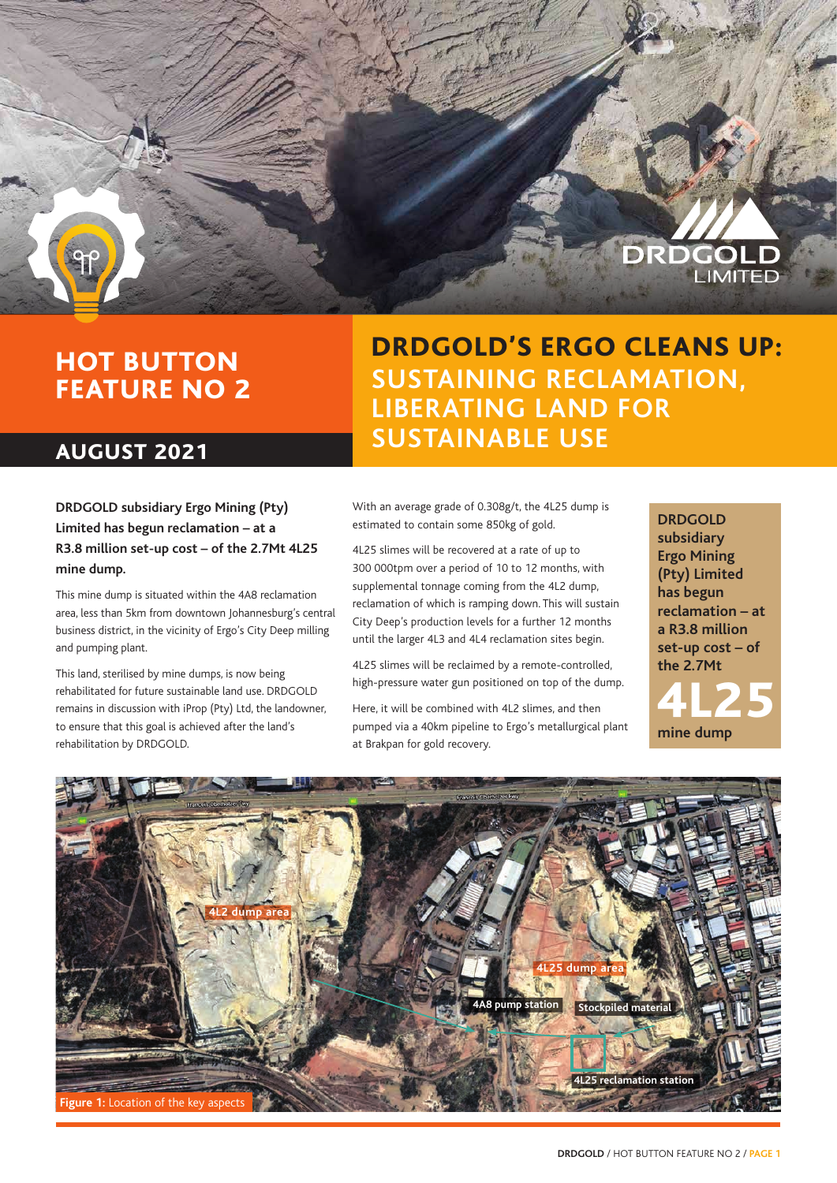# HOT BUTTON FEATURE NO 2

## AUGUST 2021

# DRDGOLD'S ERGO CLEANS UP: SUSTAINING RECLAMATION, LIBERATING LAND FOR SUSTAINABLE USE

**DRDGOLD subsidiary Ergo Mining (Pty) Limited has begun reclamation – at a R3.8 million set-up cost – of the 2.7Mt 4L25 mine dump.**

This mine dump is situated within the 4A8 reclamation area, less than 5km from downtown Johannesburg's central business district, in the vicinity of Ergo's City Deep milling and pumping plant.

This land, sterilised by mine dumps, is now being rehabilitated for future sustainable land use. DRDGOLD remains in discussion with iProp (Pty) Ltd, the landowner, to ensure that this goal is achieved after the land's rehabilitation by DRDGOLD.

With an average grade of 0.308g/t, the 4L25 dump is estimated to contain some 850kg of gold.

4L25 slimes will be recovered at a rate of up to 300 000tpm over a period of 10 to 12 months, with supplemental tonnage coming from the 4L2 dump, reclamation of which is ramping down. This will sustain City Deep's production levels for a further 12 months until the larger 4L3 and 4L4 reclamation sites begin.

4L25 slimes will be reclaimed by a remote-controlled, high-pressure water gun positioned on top of the dump.

Here, it will be combined with 4L2 slimes, and then pumped via a 40km pipeline to Ergo's metallurgical plant at Brakpan for gold recovery.

**DRDGOLD subsidiary Ergo Mining (Pty) Limited has begun reclamation – at a R3.8 million set-up cost – of the 2.7Mt 4L25 mine dump**

4L2 dump area

4L25 dump area

4A8 pump station

Stockpiled material

4L25 reclamation station

**Figure 1:** Location of the key aspects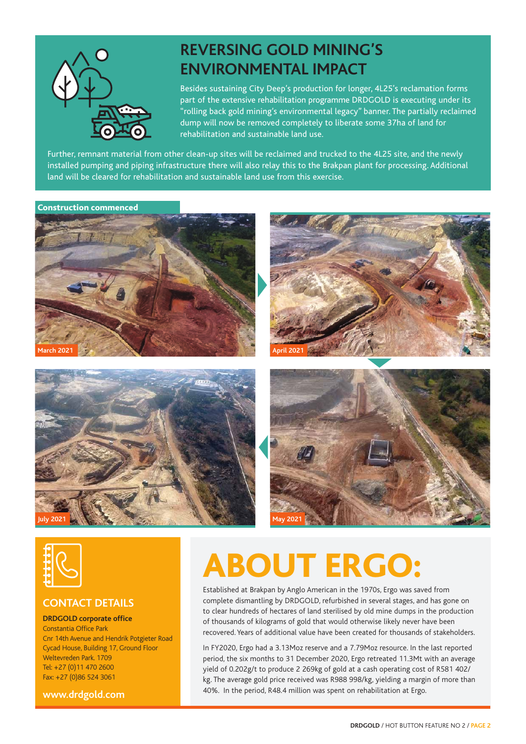# REVERSING GOLD MINING'S ENVIRONMENTAL IMPACT

Besides sustaining City Deep's production for longer, 4L25's reclamation forms part of the extensive rehabilitation programme DRDGOLD is executing under its "rolling back gold mining's environmental legacy" banner. The partially reclaimed dump will now be removed completely to liberate some 37ha of land for rehabilitation and sustainable land use.

Further, remnant material from other clean-up sites will be reclaimed and trucked to the 4L25 site, and the newly installed pumping and piping infrastructure there will also relay this to the Brakpan plant for processing. Additional land will be cleared for rehabilitation and sustainable land use from this exercise.

**Construction commenced**

March 2021

April 2021

May 2021

July 2021

## CONTACT DETAILS

**DRDGOLD corporate office**
Constantia Office Park
Cnr 14th Avenue and Hendrik Potgieter Road
Cycad House, Building 17, Ground Floor
Weltevreden Park. 1709
Tel: +27 (0)11 470 2600
Fax: +27 (0)86 524 3061

**www.drdgold.com**

# ABOUT ERGO:

Established at Brakpan by Anglo American in the 1970s, Ergo was saved from complete dismantling by DRDGOLD, refurbished in several stages, and has gone on to clear hundreds of hectares of land sterilised by old mine dumps in the production of thousands of kilograms of gold that would otherwise likely never have been recovered. Years of additional value have been created for thousands of stakeholders.

In FY2020, Ergo had a 3.13Moz reserve and a 7.79Moz resource. In the last reported period, the six months to 31 December 2020, Ergo retreated 11.3Mt with an average yield of 0.202g/t to produce 2 269kg of gold at a cash operating cost of R581 402/kg. The average gold price received was R988 998/kg, yielding a margin of more than 40%. In the period, R48.4 million was spent on rehabilitation at Ergo.